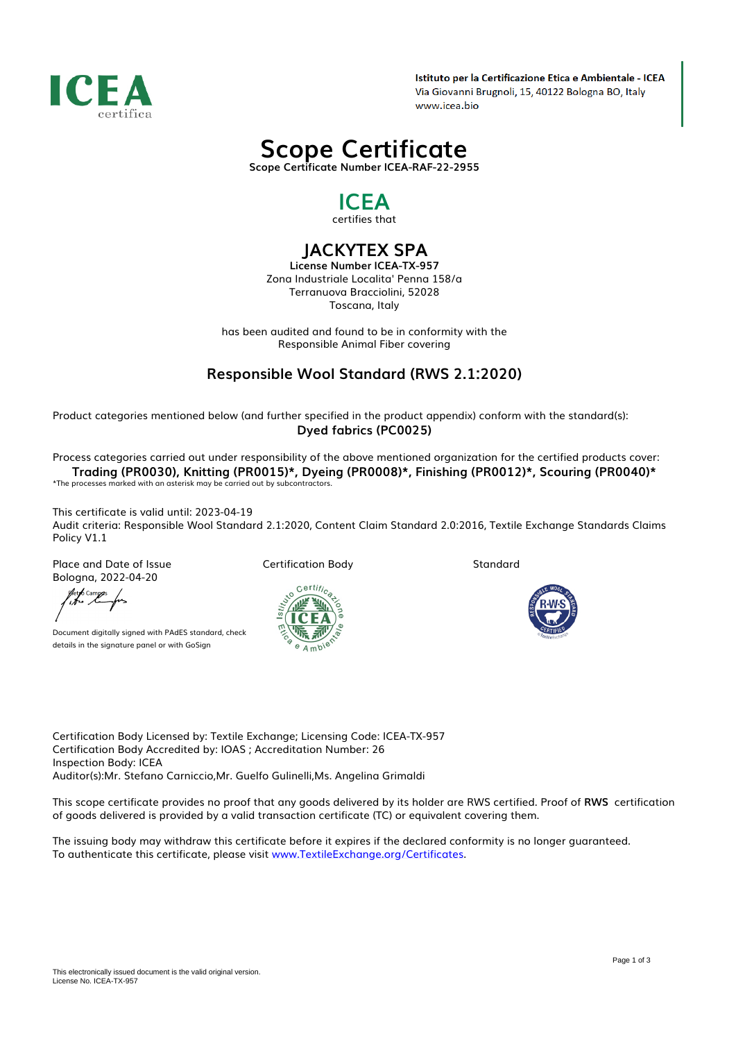ICEA certifica

**Istituto per la Certificazione Etica e Ambientale - ICEA**
Via Giovanni Brugnoli, 15, 40122 Bologna BO, Italy
www.icea.bio

# Scope Certificate

**Scope Certificate Number ICEA-RAF-22-2955**

## ICEA

certifies that

## JACKYTEX SPA

**License Number ICEA-TX-957**
Zona Industriale Localita' Penna 158/a
Terranuova Bracciolini, 52028
Toscana, Italy

has been audited and found to be in conformity with the
Responsible Animal Fiber covering

## Responsible Wool Standard (RWS 2.1:2020)

Product categories mentioned below (and further specified in the product appendix) conform with the standard(s):

**Dyed fabrics (PC0025)**

Process categories carried out under responsibility of the above mentioned organization for the certified products cover:

**Trading (PR0030), Knitting (PR0015)*, Dyeing (PR0008)*, Finishing (PR0012)*, Scouring (PR0040)***

*The processes marked with an asterisk may be carried out by subcontractors.

This certificate is valid until: 2023-04-19
Audit criteria: Responsible Wool Standard 2.1:2020, Content Claim Standard 2.0:2016, Textile Exchange Standards Claims Policy V1.1

Place and Date of Issue
Bologna, 2022-04-20

Pietro Campus

Document digitally signed with PAdES standard, check details in the signature panel or with GoSign

Certification Body

Standard

Certification Body Licensed by: Textile Exchange; Licensing Code: ICEA-TX-957
Certification Body Accredited by: IOAS ; Accreditation Number: 26
Inspection Body: ICEA
Auditor(s):Mr. Stefano Carniccio,Mr. Guelfo Gulinelli,Ms. Angelina Grimaldi

This scope certificate provides no proof that any goods delivered by its holder are RWS certified. Proof of **RWS** certification of goods delivered is provided by a valid transaction certificate (TC) or equivalent covering them.

The issuing body may withdraw this certificate before it expires if the declared conformity is no longer guaranteed.
To authenticate this certificate, please visit www.TextileExchange.org/Certificates.

This electronically issued document is the valid original version.
License No. ICEA-TX-957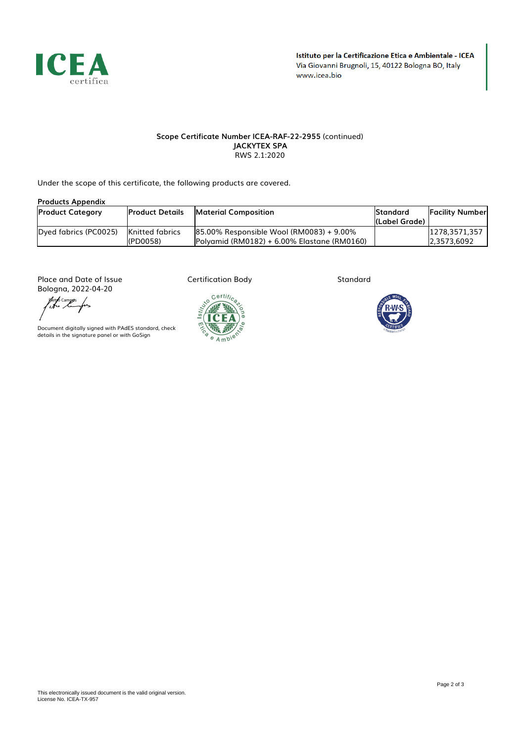**Istituto per la Certificazione Etica e Ambientale - ICEA**
Via Giovanni Brugnoli, 15, 40122 Bologna BO, Italy
www.icea.bio

**Scope Certificate Number ICEA-RAF-22-2955** (continued)
**JACKYTEX SPA**
RWS 2.1:2020

Under the scope of this certificate, the following products are covered.

**Products Appendix**

| Product Category | Product Details | Material Composition | Standard (Label Grade) | Facility Number |
|---|---|---|---|---|
| Dyed fabrics (PC0025) | Knitted fabrics (PD0058) | 85.00% Responsible Wool (RM0083) + 9.00% Polyamid (RM0182) + 6.00% Elastane (RM0160) | | 1278,3571,357 2,3573,6092 |

Place and Date of Issue
Bologna, 2022-04-20

Pietro Campus

Document digitally signed with PAdES standard, check details in the signature panel or with GoSign

Certification Body

Standard

This electronically issued document is the valid original version.
License No. ICEA-TX-957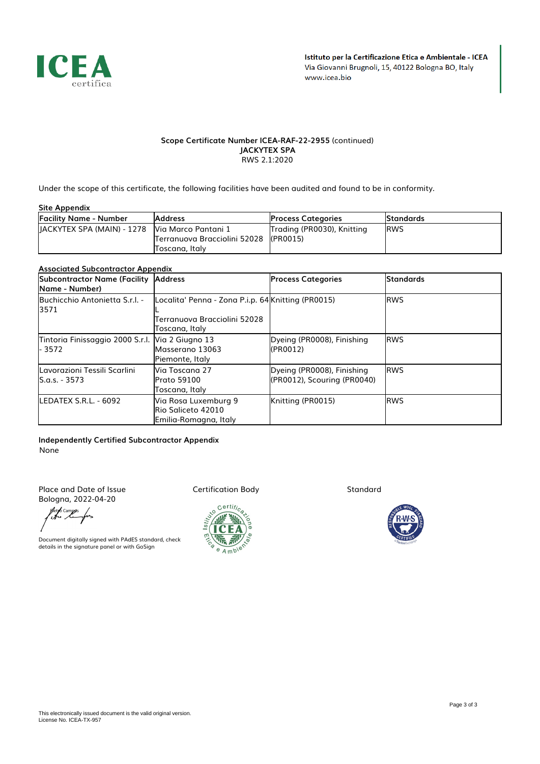**Istituto per la Certificazione Etica e Ambientale - ICEA**
Via Giovanni Brugnoli, 15, 40122 Bologna BO, Italy
www.icea.bio

**Scope Certificate Number ICEA-RAF-22-2955** (continued)
**JACKYTEX SPA**
RWS 2.1:2020

Under the scope of this certificate, the following facilities have been audited and found to be in conformity.

**Site Appendix**

| Facility Name - Number | Address | Process Categories | Standards |
|---|---|---|---|
| JACKYTEX SPA (MAIN) - 1278 | Via Marco Pantani 1<br>Terranuova Bracciolini 52028<br>Toscana, Italy | Trading (PR0030), Knitting (PR0015) | RWS |

**Associated Subcontractor Appendix**

| Subcontractor Name (Facility Name - Number) | Address | Process Categories | Standards |
|---|---|---|---|
| Buchicchio Antonietta S.r.l. - 3571 | Localita' Penna - Zona P.i.p. 64 L<br>Terranuova Bracciolini 52028<br>Toscana, Italy | Knitting (PR0015) | RWS |
| Tintoria Finissaggio 2000 S.r.l. - 3572 | Via 2 Giugno 13<br>Masserano 13063<br>Piemonte, Italy | Dyeing (PR0008), Finishing (PR0012) | RWS |
| Lavorazioni Tessili Scarlini S.a.s. - 3573 | Via Toscana 27<br>Prato 59100<br>Toscana, Italy | Dyeing (PR0008), Finishing (PR0012), Scouring (PR0040) | RWS |
| LEDATEX S.R.L. - 6092 | Via Rosa Luxemburg 9<br>Rio Saliceto 42010<br>Emilia-Romagna, Italy | Knitting (PR0015) | RWS |

**Independently Certified Subcontractor Appendix**

None

Place and Date of Issue
Bologna, 2022-04-20

Pietro Campus

Document digitally signed with PAdES standard, check details in the signature panel or with GoSign

Certification Body

Standard

This electronically issued document is the valid original version.
License No. ICEA-TX-957